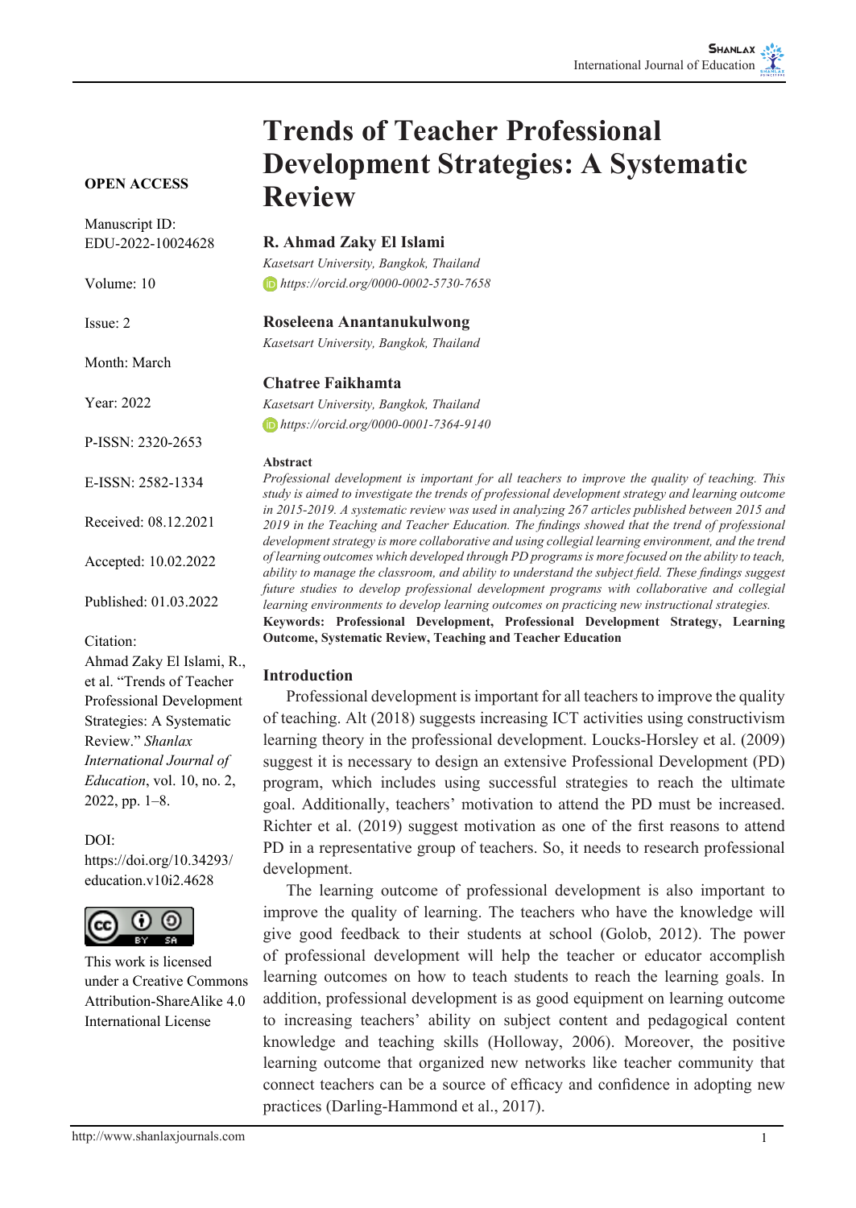# Trends of Teacher Professional Development Strategies: A Systematic Review

**OPEN ACCESS**

Manuscript ID: EDU-2022-10024628

Volume: 10

Issue: 2

Month: March

Year: 2022

P-ISSN: 2320-2653

E-ISSN: 2582-1334

Received: 08.12.2021

Accepted: 10.02.2022

Published: 01.03.2022

Citation:
Ahmad Zaky El Islami, R., et al. "Trends of Teacher Professional Development Strategies: A Systematic Review." *Shanlax International Journal of Education*, vol. 10, no. 2, 2022, pp. 1–8.

DOI:
https://doi.org/10.34293/education.v10i2.4628

This work is licensed under a Creative Commons Attribution-ShareAlike 4.0 International License

**R. Ahmad Zaky El Islami**
*Kasetsart University, Bangkok, Thailand*
*https://orcid.org/0000-0002-5730-7658*

**Roseleena Anantanukulwong**
*Kasetsart University, Bangkok, Thailand*

**Chatree Faikhamta**
*Kasetsart University, Bangkok, Thailand*
*https://orcid.org/0000-0001-7364-9140*

**Abstract**

*Professional development is important for all teachers to improve the quality of teaching. This study is aimed to investigate the trends of professional development strategy and learning outcome in 2015-2019. A systematic review was used in analyzing 267 articles published between 2015 and 2019 in the Teaching and Teacher Education. The findings showed that the trend of professional development strategy is more collaborative and using collegial learning environment, and the trend of learning outcomes which developed through PD programs is more focused on the ability to teach, ability to manage the classroom, and ability to understand the subject field. These findings suggest future studies to develop professional development programs with collaborative and collegial learning environments to develop learning outcomes on practicing new instructional strategies.*

**Keywords: Professional Development, Professional Development Strategy, Learning Outcome, Systematic Review, Teaching and Teacher Education**

## Introduction

Professional development is important for all teachers to improve the quality of teaching. Alt (2018) suggests increasing ICT activities using constructivism learning theory in the professional development. Loucks-Horsley et al. (2009) suggest it is necessary to design an extensive Professional Development (PD) program, which includes using successful strategies to reach the ultimate goal. Additionally, teachers' motivation to attend the PD must be increased. Richter et al. (2019) suggest motivation as one of the first reasons to attend PD in a representative group of teachers. So, it needs to research professional development.

The learning outcome of professional development is also important to improve the quality of learning. The teachers who have the knowledge will give good feedback to their students at school (Golob, 2012). The power of professional development will help the teacher or educator accomplish learning outcomes on how to teach students to reach the learning goals. In addition, professional development is as good equipment on learning outcome to increasing teachers' ability on subject content and pedagogical content knowledge and teaching skills (Holloway, 2006). Moreover, the positive learning outcome that organized new networks like teacher community that connect teachers can be a source of efficacy and confidence in adopting new practices (Darling-Hammond et al., 2017).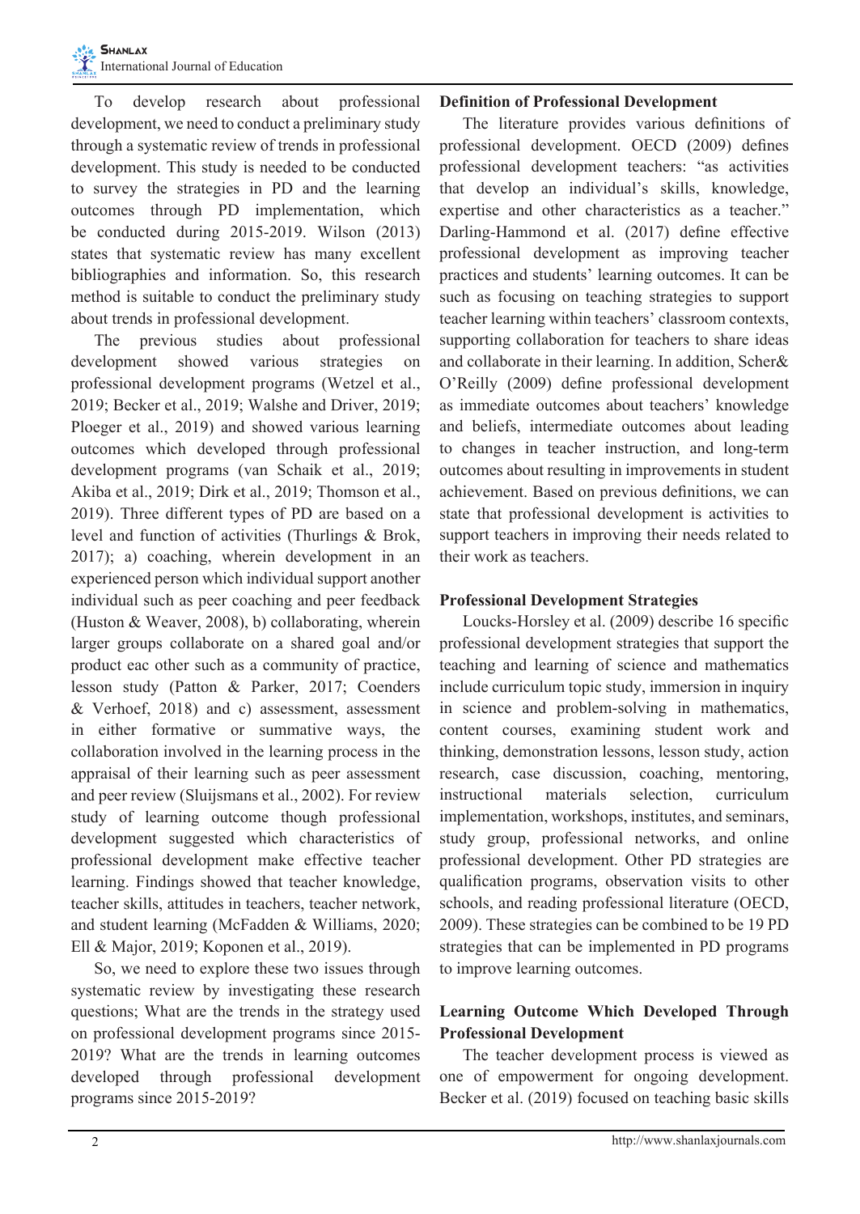To develop research about professional development, we need to conduct a preliminary study through a systematic review of trends in professional development. This study is needed to be conducted to survey the strategies in PD and the learning outcomes through PD implementation, which be conducted during 2015-2019. Wilson (2013) states that systematic review has many excellent bibliographies and information. So, this research method is suitable to conduct the preliminary study about trends in professional development.

The previous studies about professional development showed various strategies on professional development programs (Wetzel et al., 2019; Becker et al., 2019; Walshe and Driver, 2019; Ploeger et al., 2019) and showed various learning outcomes which developed through professional development programs (van Schaik et al., 2019; Akiba et al., 2019; Dirk et al., 2019; Thomson et al., 2019). Three different types of PD are based on a level and function of activities (Thurlings & Brok, 2017); a) coaching, wherein development in an experienced person which individual support another individual such as peer coaching and peer feedback (Huston & Weaver, 2008), b) collaborating, wherein larger groups collaborate on a shared goal and/or product eac other such as a community of practice, lesson study (Patton & Parker, 2017; Coenders & Verhoef, 2018) and c) assessment, assessment in either formative or summative ways, the collaboration involved in the learning process in the appraisal of their learning such as peer assessment and peer review (Sluijsmans et al., 2002). For review study of learning outcome though professional development suggested which characteristics of professional development make effective teacher learning. Findings showed that teacher knowledge, teacher skills, attitudes in teachers, teacher network, and student learning (McFadden & Williams, 2020; Ell & Major, 2019; Koponen et al., 2019).

So, we need to explore these two issues through systematic review by investigating these research questions; What are the trends in the strategy used on professional development programs since 2015-2019? What are the trends in learning outcomes developed through professional development programs since 2015-2019?

### Definition of Professional Development

The literature provides various definitions of professional development. OECD (2009) defines professional development teachers: "as activities that develop an individual's skills, knowledge, expertise and other characteristics as a teacher." Darling-Hammond et al. (2017) define effective professional development as improving teacher practices and students' learning outcomes. It can be such as focusing on teaching strategies to support teacher learning within teachers' classroom contexts, supporting collaboration for teachers to share ideas and collaborate in their learning. In addition, Scher& O'Reilly (2009) define professional development as immediate outcomes about teachers' knowledge and beliefs, intermediate outcomes about leading to changes in teacher instruction, and long-term outcomes about resulting in improvements in student achievement. Based on previous definitions, we can state that professional development is activities to support teachers in improving their needs related to their work as teachers.

### Professional Development Strategies

Loucks-Horsley et al. (2009) describe 16 specific professional development strategies that support the teaching and learning of science and mathematics include curriculum topic study, immersion in inquiry in science and problem-solving in mathematics, content courses, examining student work and thinking, demonstration lessons, lesson study, action research, case discussion, coaching, mentoring, instructional materials selection, curriculum implementation, workshops, institutes, and seminars, study group, professional networks, and online professional development. Other PD strategies are qualification programs, observation visits to other schools, and reading professional literature (OECD, 2009). These strategies can be combined to be 19 PD strategies that can be implemented in PD programs to improve learning outcomes.

### Learning Outcome Which Developed Through Professional Development

The teacher development process is viewed as one of empowerment for ongoing development. Becker et al. (2019) focused on teaching basic skills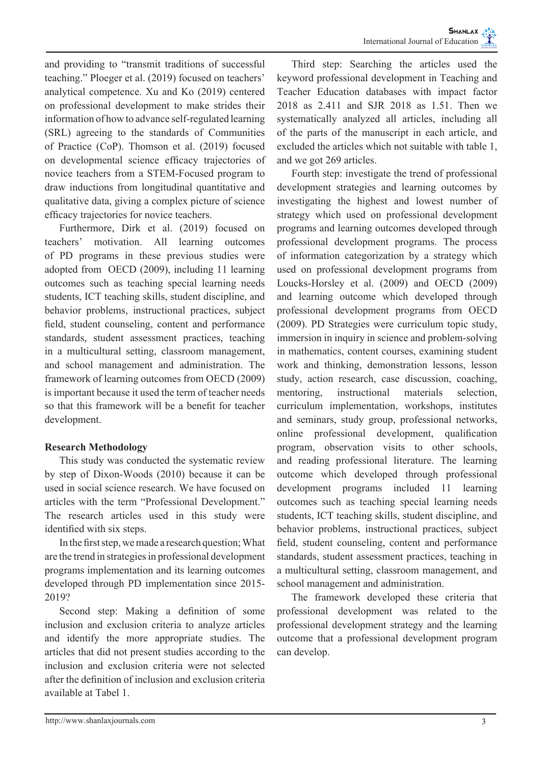and providing to "transmit traditions of successful teaching." Ploeger et al. (2019) focused on teachers' analytical competence. Xu and Ko (2019) centered on professional development to make strides their information of how to advance self-regulated learning (SRL) agreeing to the standards of Communities of Practice (CoP). Thomson et al. (2019) focused on developmental science efficacy trajectories of novice teachers from a STEM-Focused program to draw inductions from longitudinal quantitative and qualitative data, giving a complex picture of science efficacy trajectories for novice teachers.

Furthermore, Dirk et al. (2019) focused on teachers' motivation. All learning outcomes of PD programs in these previous studies were adopted from OECD (2009), including 11 learning outcomes such as teaching special learning needs students, ICT teaching skills, student discipline, and behavior problems, instructional practices, subject field, student counseling, content and performance standards, student assessment practices, teaching in a multicultural setting, classroom management, and school management and administration. The framework of learning outcomes from OECD (2009) is important because it used the term of teacher needs so that this framework will be a benefit for teacher development.

## Research Methodology

This study was conducted the systematic review by step of Dixon-Woods (2010) because it can be used in social science research. We have focused on articles with the term "Professional Development." The research articles used in this study were identified with six steps.

In the first step, we made a research question; What are the trend in strategies in professional development programs implementation and its learning outcomes developed through PD implementation since 2015-2019?

Second step: Making a definition of some inclusion and exclusion criteria to analyze articles and identify the more appropriate studies. The articles that did not present studies according to the inclusion and exclusion criteria were not selected after the definition of inclusion and exclusion criteria available at Tabel 1.

Third step: Searching the articles used the keyword professional development in Teaching and Teacher Education databases with impact factor 2018 as 2.411 and SJR 2018 as 1.51. Then we systematically analyzed all articles, including all of the parts of the manuscript in each article, and excluded the articles which not suitable with table 1, and we got 269 articles.

Fourth step: investigate the trend of professional development strategies and learning outcomes by investigating the highest and lowest number of strategy which used on professional development programs and learning outcomes developed through professional development programs. The process of information categorization by a strategy which used on professional development programs from Loucks-Horsley et al. (2009) and OECD (2009) and learning outcome which developed through professional development programs from OECD (2009). PD Strategies were curriculum topic study, immersion in inquiry in science and problem-solving in mathematics, content courses, examining student work and thinking, demonstration lessons, lesson study, action research, case discussion, coaching, mentoring, instructional materials selection, curriculum implementation, workshops, institutes and seminars, study group, professional networks, online professional development, qualification program, observation visits to other schools, and reading professional literature. The learning outcome which developed through professional development programs included 11 learning outcomes such as teaching special learning needs students, ICT teaching skills, student discipline, and behavior problems, instructional practices, subject field, student counseling, content and performance standards, student assessment practices, teaching in a multicultural setting, classroom management, and school management and administration.

The framework developed these criteria that professional development was related to the professional development strategy and the learning outcome that a professional development program can develop.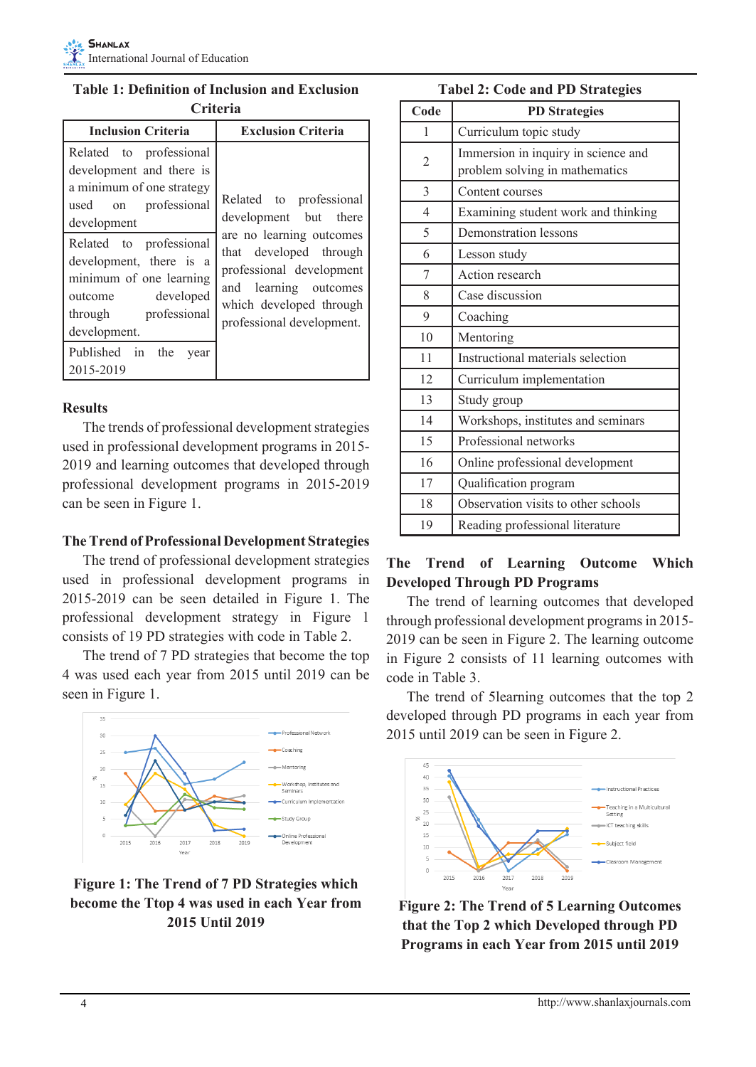**Table 1: Definition of Inclusion and Exclusion Criteria**

| Inclusion Criteria | Exclusion Criteria |
|---|---|
| Related to professional development and there is a minimum of one strategy used on professional development | Related to professional development but there are no learning outcomes that developed through professional development and learning outcomes which developed through professional development. |
| Related to professional development, there is a minimum of one learning outcome developed through professional development. | |
| Published in the year 2015-2019 | |

## Results

The trends of professional development strategies used in professional development programs in 2015-2019 and learning outcomes that developed through professional development programs in 2015-2019 can be seen in Figure 1.

### The Trend of Professional Development Strategies

The trend of professional development strategies used in professional development programs in 2015-2019 can be seen detailed in Figure 1. The professional development strategy in Figure 1 consists of 19 PD strategies with code in Table 2.

The trend of 7 PD strategies that become the top 4 was used each year from 2015 until 2019 can be seen in Figure 1.

**Figure 1: The Trend of 7 PD Strategies which become the Ttop 4 was used in each Year from 2015 Until 2019**

**Tabel 2: Code and PD Strategies**

| Code | PD Strategies |
|---|---|
| 1 | Curriculum topic study |
| 2 | Immersion in inquiry in science and problem solving in mathematics |
| 3 | Content courses |
| 4 | Examining student work and thinking |
| 5 | Demonstration lessons |
| 6 | Lesson study |
| 7 | Action research |
| 8 | Case discussion |
| 9 | Coaching |
| 10 | Mentoring |
| 11 | Instructional materials selection |
| 12 | Curriculum implementation |
| 13 | Study group |
| 14 | Workshops, institutes and seminars |
| 15 | Professional networks |
| 16 | Online professional development |
| 17 | Qualification program |
| 18 | Observation visits to other schools |
| 19 | Reading professional literature |

### The Trend of Learning Outcome Which Developed Through PD Programs

The trend of learning outcomes that developed through professional development programs in 2015-2019 can be seen in Figure 2. The learning outcome in Figure 2 consists of 11 learning outcomes with code in Table 3.

The trend of 5learning outcomes that the top 2 developed through PD programs in each year from 2015 until 2019 can be seen in Figure 2.

**Figure 2: The Trend of 5 Learning Outcomes that the Top 2 which Developed through PD Programs in each Year from 2015 until 2019**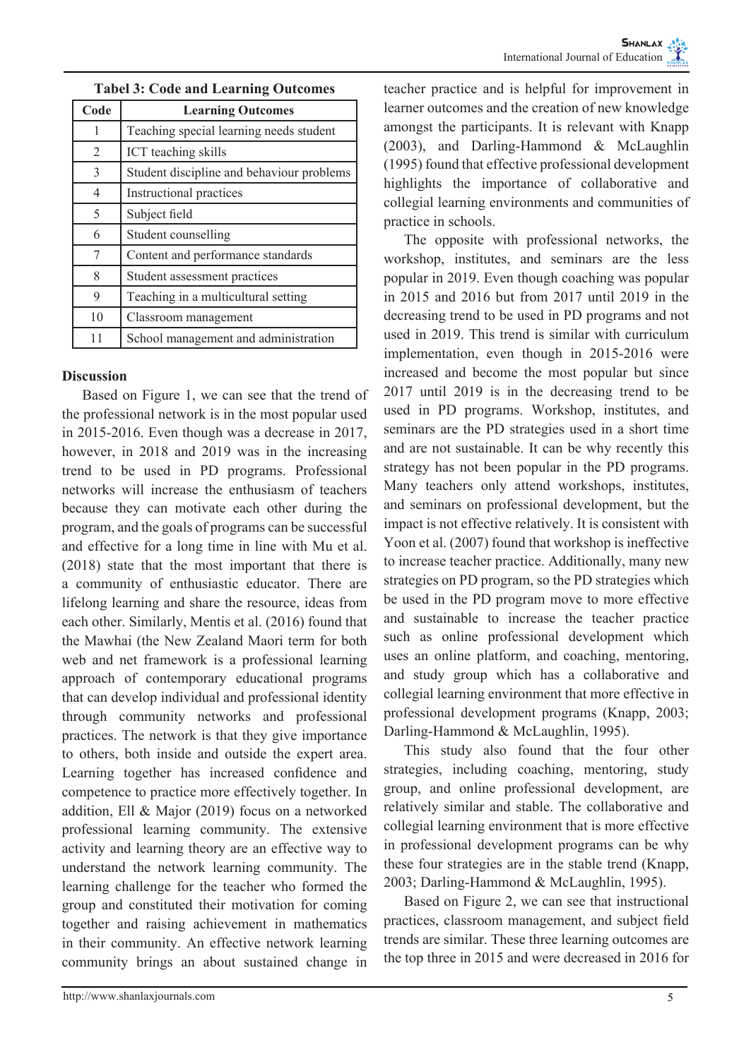**Tabel 3: Code and Learning Outcomes**

| Code | Learning Outcomes |
|---|---|
| 1 | Teaching special learning needs student |
| 2 | ICT teaching skills |
| 3 | Student discipline and behaviour problems |
| 4 | Instructional practices |
| 5 | Subject field |
| 6 | Student counselling |
| 7 | Content and performance standards |
| 8 | Student assessment practices |
| 9 | Teaching in a multicultural setting |
| 10 | Classroom management |
| 11 | School management and administration |

### Discussion

Based on Figure 1, we can see that the trend of the professional network is in the most popular used in 2015-2016. Even though was a decrease in 2017, however, in 2018 and 2019 was in the increasing trend to be used in PD programs. Professional networks will increase the enthusiasm of teachers because they can motivate each other during the program, and the goals of programs can be successful and effective for a long time in line with Mu et al. (2018) state that the most important that there is a community of enthusiastic educator. There are lifelong learning and share the resource, ideas from each other. Similarly, Mentis et al. (2016) found that the Mawhai (the New Zealand Maori term for both web and net framework is a professional learning approach of contemporary educational programs that can develop individual and professional identity through community networks and professional practices. The network is that they give importance to others, both inside and outside the expert area. Learning together has increased confidence and competence to practice more effectively together. In addition, Ell & Major (2019) focus on a networked professional learning community. The extensive activity and learning theory are an effective way to understand the network learning community. The learning challenge for the teacher who formed the group and constituted their motivation for coming together and raising achievement in mathematics in their community. An effective network learning community brings an about sustained change in teacher practice and is helpful for improvement in learner outcomes and the creation of new knowledge amongst the participants. It is relevant with Knapp (2003), and Darling-Hammond & McLaughlin (1995) found that effective professional development highlights the importance of collaborative and collegial learning environments and communities of practice in schools.

The opposite with professional networks, the workshop, institutes, and seminars are the less popular in 2019. Even though coaching was popular in 2015 and 2016 but from 2017 until 2019 in the decreasing trend to be used in PD programs and not used in 2019. This trend is similar with curriculum implementation, even though in 2015-2016 were increased and become the most popular but since 2017 until 2019 is in the decreasing trend to be used in PD programs. Workshop, institutes, and seminars are the PD strategies used in a short time and are not sustainable. It can be why recently this strategy has not been popular in the PD programs. Many teachers only attend workshops, institutes, and seminars on professional development, but the impact is not effective relatively. It is consistent with Yoon et al. (2007) found that workshop is ineffective to increase teacher practice. Additionally, many new strategies on PD program, so the PD strategies which be used in the PD program move to more effective and sustainable to increase the teacher practice such as online professional development which uses an online platform, and coaching, mentoring, and study group which has a collaborative and collegial learning environment that more effective in professional development programs (Knapp, 2003; Darling-Hammond & McLaughlin, 1995).

This study also found that the four other strategies, including coaching, mentoring, study group, and online professional development, are relatively similar and stable. The collaborative and collegial learning environment that is more effective in professional development programs can be why these four strategies are in the stable trend (Knapp, 2003; Darling-Hammond & McLaughlin, 1995).

Based on Figure 2, we can see that instructional practices, classroom management, and subject field trends are similar. These three learning outcomes are the top three in 2015 and were decreased in 2016 for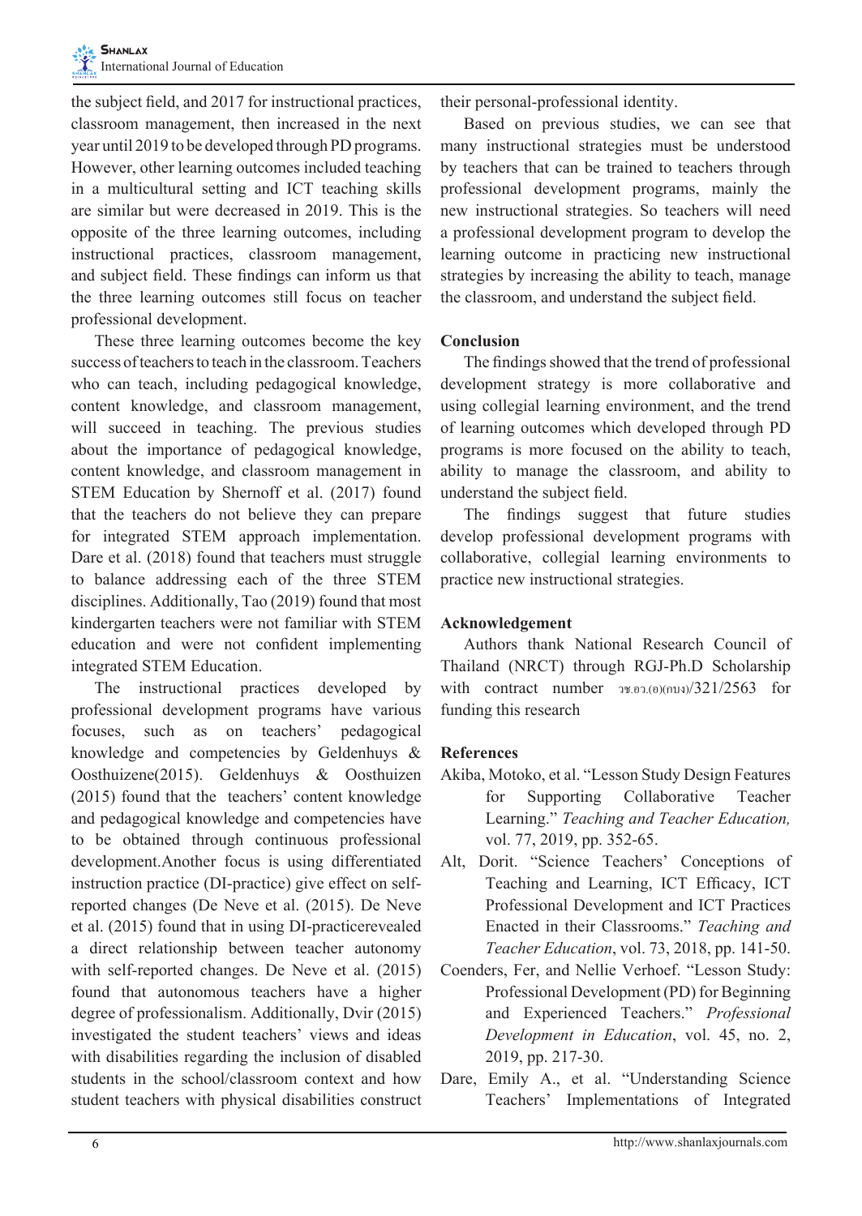the subject field, and 2017 for instructional practices, classroom management, then increased in the next year until 2019 to be developed through PD programs. However, other learning outcomes included teaching in a multicultural setting and ICT teaching skills are similar but were decreased in 2019. This is the opposite of the three learning outcomes, including instructional practices, classroom management, and subject field. These findings can inform us that the three learning outcomes still focus on teacher professional development.

These three learning outcomes become the key success of teachers to teach in the classroom. Teachers who can teach, including pedagogical knowledge, content knowledge, and classroom management, will succeed in teaching. The previous studies about the importance of pedagogical knowledge, content knowledge, and classroom management in STEM Education by Shernoff et al. (2017) found that the teachers do not believe they can prepare for integrated STEM approach implementation. Dare et al. (2018) found that teachers must struggle to balance addressing each of the three STEM disciplines. Additionally, Tao (2019) found that most kindergarten teachers were not familiar with STEM education and were not confident implementing integrated STEM Education.

The instructional practices developed by professional development programs have various focuses, such as on teachers' pedagogical knowledge and competencies by Geldenhuys & Oosthuizene(2015). Geldenhuys & Oosthuizen (2015) found that the teachers' content knowledge and pedagogical knowledge and competencies have to be obtained through continuous professional development.Another focus is using differentiated instruction practice (DI-practice) give effect on self-reported changes (De Neve et al. (2015). De Neve et al. (2015) found that in using DI-practicerevealed a direct relationship between teacher autonomy with self-reported changes. De Neve et al. (2015) found that autonomous teachers have a higher degree of professionalism. Additionally, Dvir (2015) investigated the student teachers' views and ideas with disabilities regarding the inclusion of disabled students in the school/classroom context and how student teachers with physical disabilities construct their personal-professional identity.

Based on previous studies, we can see that many instructional strategies must be understood by teachers that can be trained to teachers through professional development programs, mainly the new instructional strategies. So teachers will need a professional development program to develop the learning outcome in practicing new instructional strategies by increasing the ability to teach, manage the classroom, and understand the subject field.

## Conclusion

The findings showed that the trend of professional development strategy is more collaborative and using collegial learning environment, and the trend of learning outcomes which developed through PD programs is more focused on the ability to teach, ability to manage the classroom, and ability to understand the subject field.

The findings suggest that future studies develop professional development programs with collaborative, collegial learning environments to practice new instructional strategies.

## Acknowledgement

Authors thank National Research Council of Thailand (NRCT) through RGJ-Ph.D Scholarship with contract number วช.อว.(อ)(กบง)/321/2563 for funding this research

## References

Akiba, Motoko, et al. "Lesson Study Design Features for Supporting Collaborative Teacher Learning." *Teaching and Teacher Education,* vol. 77, 2019, pp. 352-65.

Alt, Dorit. "Science Teachers' Conceptions of Teaching and Learning, ICT Efficacy, ICT Professional Development and ICT Practices Enacted in their Classrooms." *Teaching and Teacher Education*, vol. 73, 2018, pp. 141-50.

Coenders, Fer, and Nellie Verhoef. "Lesson Study: Professional Development (PD) for Beginning and Experienced Teachers." *Professional Development in Education*, vol. 45, no. 2, 2019, pp. 217-30.

Dare, Emily A., et al. "Understanding Science Teachers' Implementations of Integrated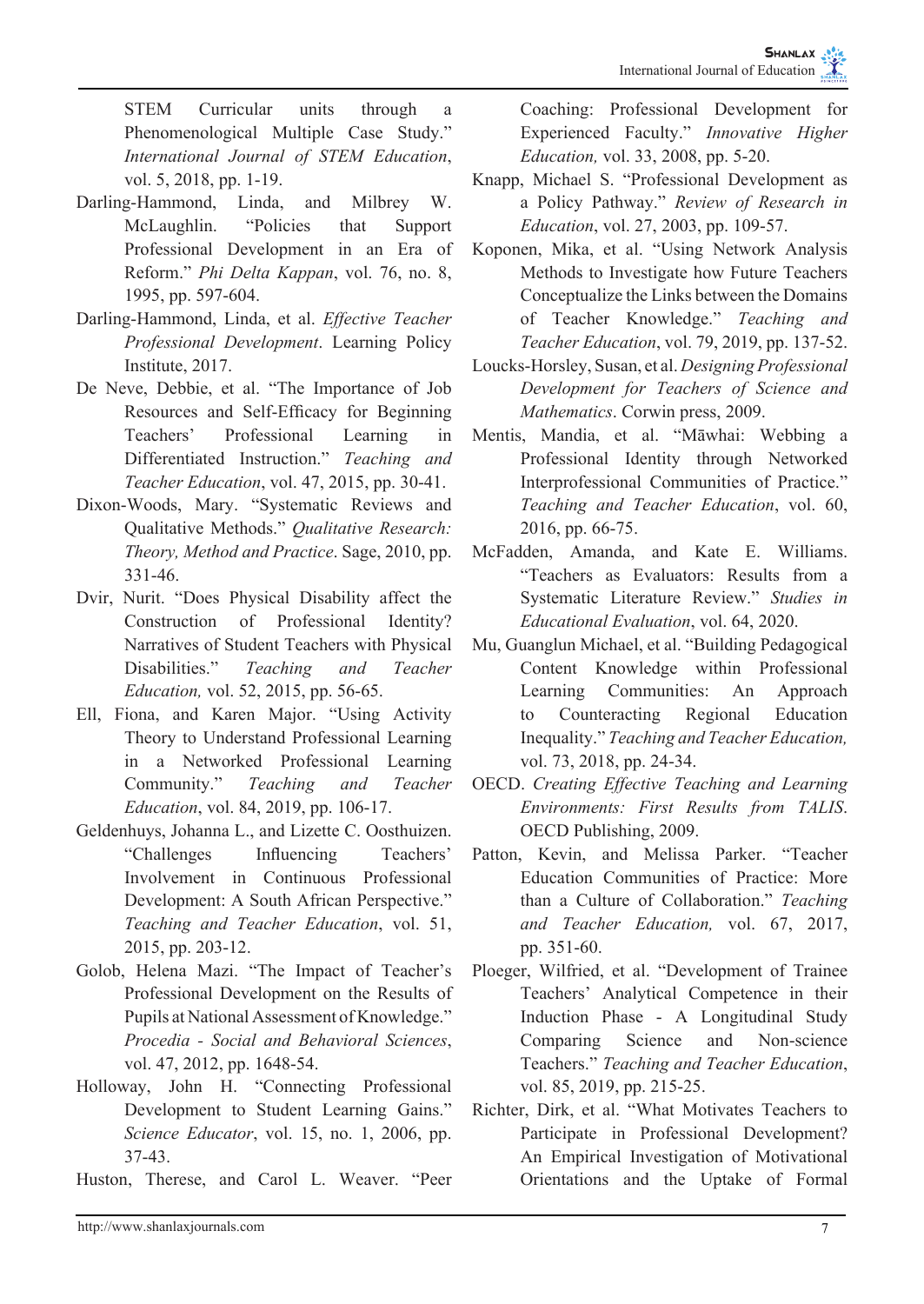STEM Curricular units through a Phenomenological Multiple Case Study." *International Journal of STEM Education*, vol. 5, 2018, pp. 1-19.

Darling-Hammond, Linda, and Milbrey W. McLaughlin. "Policies that Support Professional Development in an Era of Reform." *Phi Delta Kappan*, vol. 76, no. 8, 1995, pp. 597-604.

Darling-Hammond, Linda, et al. *Effective Teacher Professional Development*. Learning Policy Institute, 2017.

De Neve, Debbie, et al. "The Importance of Job Resources and Self-Efficacy for Beginning Teachers' Professional Learning in Differentiated Instruction." *Teaching and Teacher Education*, vol. 47, 2015, pp. 30-41.

Dixon-Woods, Mary. "Systematic Reviews and Qualitative Methods." *Qualitative Research: Theory, Method and Practice*. Sage, 2010, pp. 331-46.

Dvir, Nurit. "Does Physical Disability affect the Construction of Professional Identity? Narratives of Student Teachers with Physical Disabilities." *Teaching and Teacher Education,* vol. 52, 2015, pp. 56-65.

Ell, Fiona, and Karen Major. "Using Activity Theory to Understand Professional Learning in a Networked Professional Learning Community." *Teaching and Teacher Education*, vol. 84, 2019, pp. 106-17.

Geldenhuys, Johanna L., and Lizette C. Oosthuizen. "Challenges Influencing Teachers' Involvement in Continuous Professional Development: A South African Perspective." *Teaching and Teacher Education*, vol. 51, 2015, pp. 203-12.

Golob, Helena Mazi. "The Impact of Teacher's Professional Development on the Results of Pupils at National Assessment of Knowledge." *Procedia - Social and Behavioral Sciences*, vol. 47, 2012, pp. 1648-54.

Holloway, John H. "Connecting Professional Development to Student Learning Gains." *Science Educator*, vol. 15, no. 1, 2006, pp. 37-43.

Huston, Therese, and Carol L. Weaver. "Peer Coaching: Professional Development for Experienced Faculty." *Innovative Higher Education,* vol. 33, 2008, pp. 5-20.

Knapp, Michael S. "Professional Development as a Policy Pathway." *Review of Research in Education*, vol. 27, 2003, pp. 109-57.

Koponen, Mika, et al. "Using Network Analysis Methods to Investigate how Future Teachers Conceptualize the Links between the Domains of Teacher Knowledge." *Teaching and Teacher Education*, vol. 79, 2019, pp. 137-52.

Loucks-Horsley, Susan, et al. *Designing Professional Development for Teachers of Science and Mathematics*. Corwin press, 2009.

Mentis, Mandia, et al. "Māwhai: Webbing a Professional Identity through Networked Interprofessional Communities of Practice." *Teaching and Teacher Education*, vol. 60, 2016, pp. 66-75.

McFadden, Amanda, and Kate E. Williams. "Teachers as Evaluators: Results from a Systematic Literature Review." *Studies in Educational Evaluation*, vol. 64, 2020.

Mu, Guanglun Michael, et al. "Building Pedagogical Content Knowledge within Professional Learning Communities: An Approach to Counteracting Regional Education Inequality." *Teaching and Teacher Education,* vol. 73, 2018, pp. 24-34.

OECD. *Creating Effective Teaching and Learning Environments: First Results from TALIS.* OECD Publishing, 2009.

Patton, Kevin, and Melissa Parker. "Teacher Education Communities of Practice: More than a Culture of Collaboration." *Teaching and Teacher Education,* vol. 67, 2017, pp. 351-60.

Ploeger, Wilfried, et al. "Development of Trainee Teachers' Analytical Competence in their Induction Phase - A Longitudinal Study Comparing Science and Non-science Teachers." *Teaching and Teacher Education*, vol. 85, 2019, pp. 215-25.

Richter, Dirk, et al. "What Motivates Teachers to Participate in Professional Development? An Empirical Investigation of Motivational Orientations and the Uptake of Formal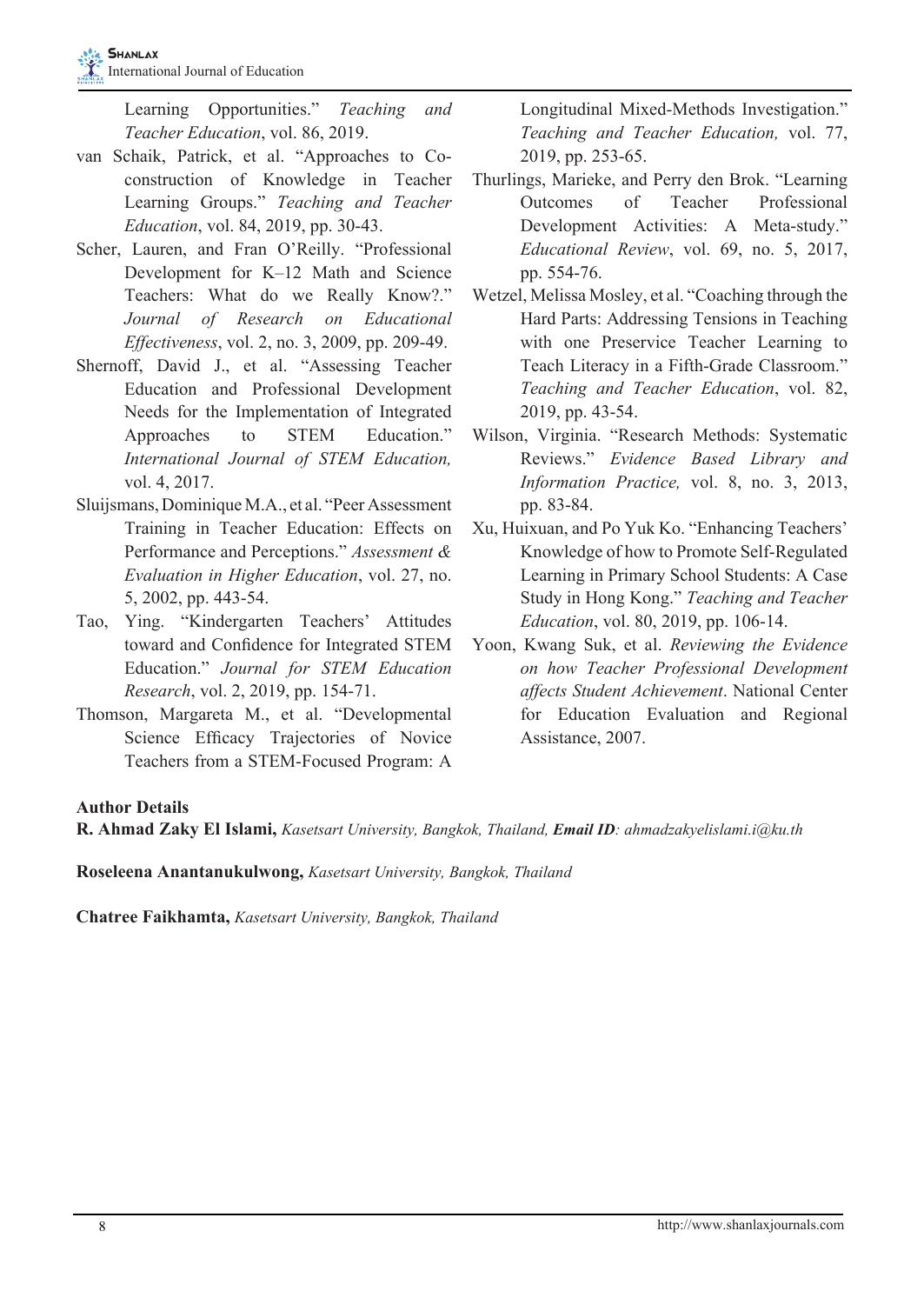Learning Opportunities." *Teaching and Teacher Education*, vol. 86, 2019.

van Schaik, Patrick, et al. "Approaches to Co-construction of Knowledge in Teacher Learning Groups." *Teaching and Teacher Education*, vol. 84, 2019, pp. 30-43.

Scher, Lauren, and Fran O'Reilly. "Professional Development for K–12 Math and Science Teachers: What do we Really Know?." *Journal of Research on Educational Effectiveness*, vol. 2, no. 3, 2009, pp. 209-49.

Shernoff, David J., et al. "Assessing Teacher Education and Professional Development Needs for the Implementation of Integrated Approaches to STEM Education." *International Journal of STEM Education,* vol. 4, 2017.

Sluijsmans, Dominique M.A., et al. "Peer Assessment Training in Teacher Education: Effects on Performance and Perceptions." *Assessment & Evaluation in Higher Education*, vol. 27, no. 5, 2002, pp. 443-54.

Tao, Ying. "Kindergarten Teachers' Attitudes toward and Confidence for Integrated STEM Education." *Journal for STEM Education Research*, vol. 2, 2019, pp. 154-71.

Thomson, Margareta M., et al. "Developmental Science Efficacy Trajectories of Novice Teachers from a STEM-Focused Program: A Longitudinal Mixed-Methods Investigation." *Teaching and Teacher Education,* vol. 77, 2019, pp. 253-65.

Thurlings, Marieke, and Perry den Brok. "Learning Outcomes of Teacher Professional Development Activities: A Meta-study." *Educational Review*, vol. 69, no. 5, 2017, pp. 554-76.

Wetzel, Melissa Mosley, et al. "Coaching through the Hard Parts: Addressing Tensions in Teaching with one Preservice Teacher Learning to Teach Literacy in a Fifth-Grade Classroom." *Teaching and Teacher Education*, vol. 82, 2019, pp. 43-54.

Wilson, Virginia. "Research Methods: Systematic Reviews." *Evidence Based Library and Information Practice,* vol. 8, no. 3, 2013, pp. 83-84.

Xu, Huixuan, and Po Yuk Ko. "Enhancing Teachers' Knowledge of how to Promote Self-Regulated Learning in Primary School Students: A Case Study in Hong Kong." *Teaching and Teacher Education*, vol. 80, 2019, pp. 106-14.

Yoon, Kwang Suk, et al. *Reviewing the Evidence on how Teacher Professional Development affects Student Achievement*. National Center for Education Evaluation and Regional Assistance, 2007.

## Author Details

**R. Ahmad Zaky El Islami,** *Kasetsart University, Bangkok, Thailand,* ***Email ID****: ahmadzakyelislami.i@ku.th*

**Roseleena Anantanukulwong,** *Kasetsart University, Bangkok, Thailand*

**Chatree Faikhamta,** *Kasetsart University, Bangkok, Thailand*